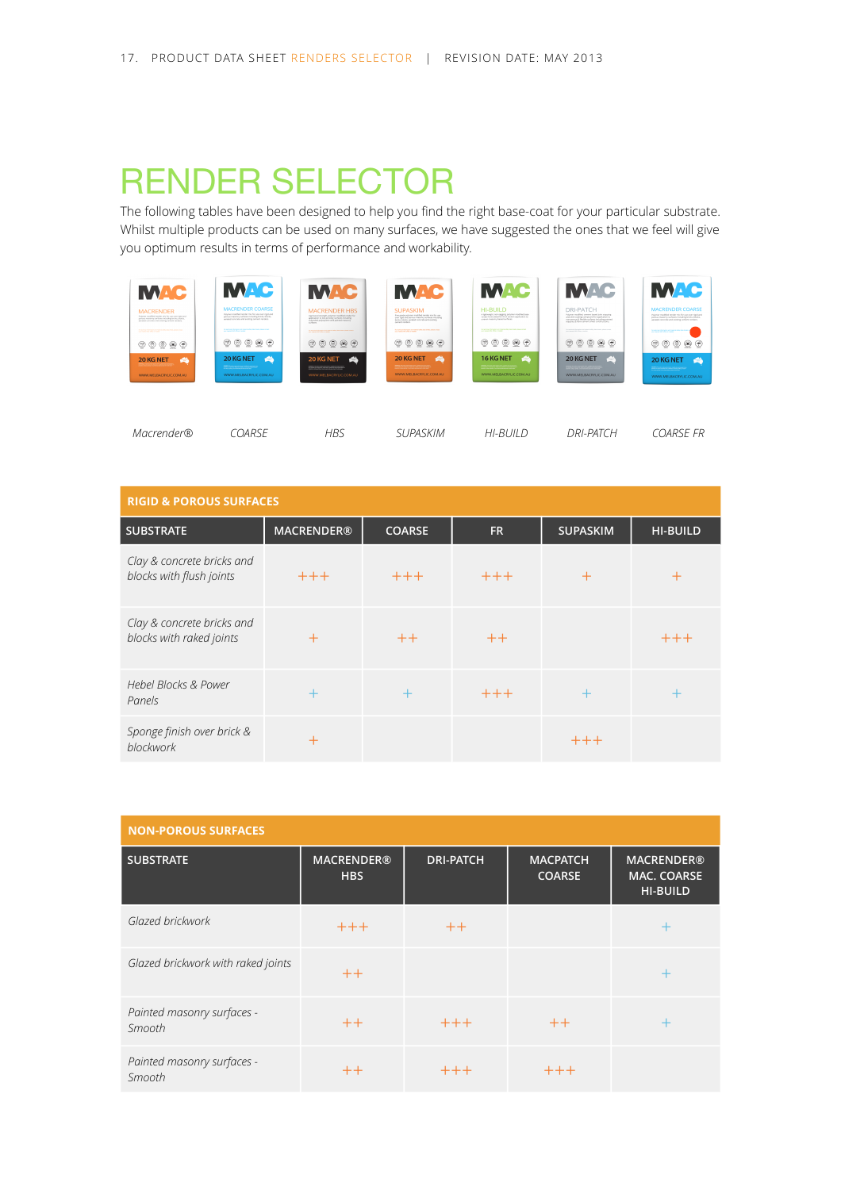# RENDER SELECTOR

The following tables have been designed to help you find the right base-coat for your particular substrate. Whilst multiple products can be used on many surfaces, we have suggested the ones that we feel will give you optimum results in terms of performance and workability.

*Macrender®* *COARSE* *HBS* *SUPASKIM* *HI-BUILD* *DRI-PATCH* *COARSE FR*

**RIGID & POROUS SURFACES**

| SUBSTRATE | MACRENDER® | COARSE | FR | SUPASKIM | HI-BUILD |
|---|---|---|---|---|---|
| *Clay & concrete bricks and blocks with flush joints* | +++ | +++ | +++ | + | + |
| *Clay & concrete bricks and blocks with raked joints* | + | ++ | ++ | | +++ |
| *Hebel Blocks & Power Panels* | + | + | +++ | + | + |
| *Sponge finish over brick & blockwork* | + | | | +++ | |

**NON-POROUS SURFACES**

| SUBSTRATE | MACRENDER® HBS | DRI-PATCH | MACPATCH COARSE | MACRENDER® MAC. COARSE HI-BUILD |
|---|---|---|---|---|
| *Glazed brickwork* | +++ | ++ | | + |
| *Glazed brickwork with raked joints* | ++ | | | + |
| *Painted masonry surfaces - Smooth* | ++ | +++ | ++ | + |
| *Painted masonry surfaces - Smooth* | ++ | +++ | +++ | |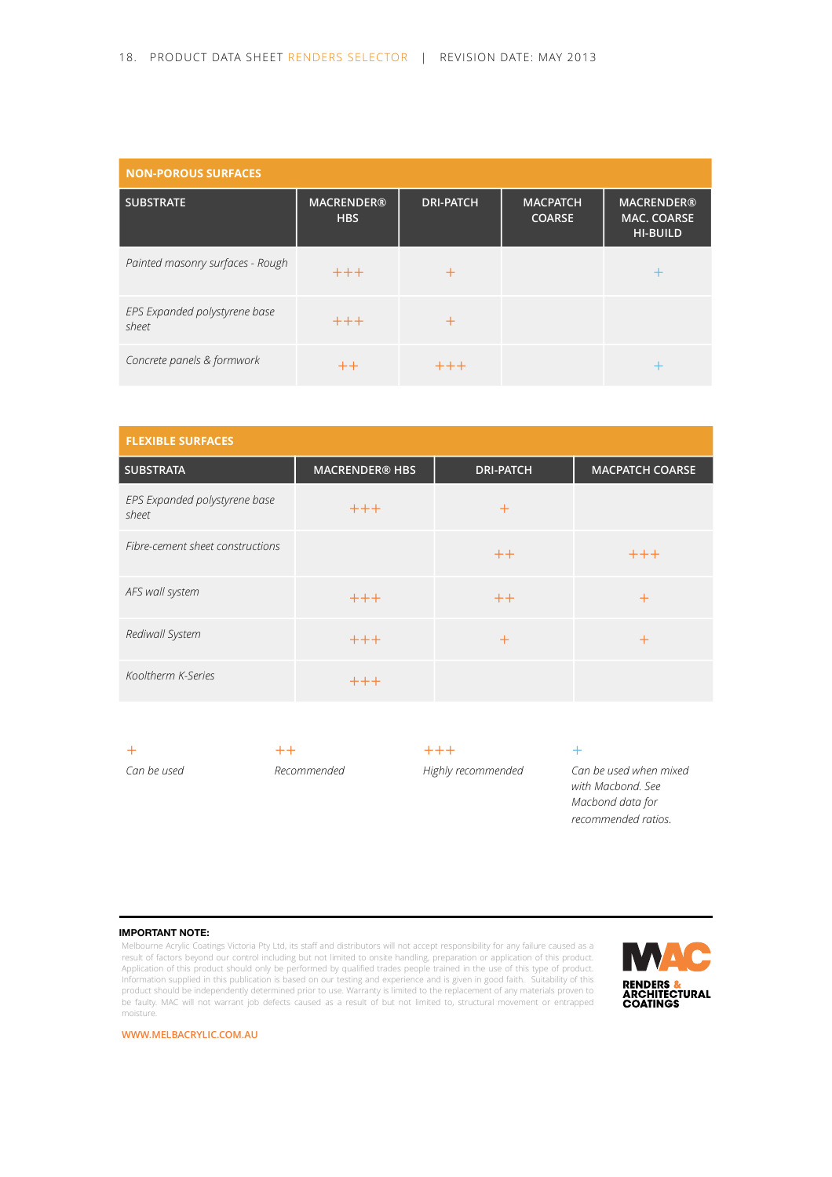## NON-POROUS SURFACES

| SUBSTRATE | MACRENDER® HBS | DRI-PATCH | MACPATCH COARSE | MACRENDER® MAC. COARSE HI-BUILD |
|---|---|---|---|---|
| *Painted masonry surfaces - Rough* | +++ | + | | + |
| *EPS Expanded polystyrene base sheet* | +++ | + | | |
| *Concrete panels & formwork* | ++ | +++ | | + |

## FLEXIBLE SURFACES

| SUBSTRATA | MACRENDER® HBS | DRI-PATCH | MACPATCH COARSE |
|---|---|---|---|
| *EPS Expanded polystyrene base sheet* | +++ | + | |
| *Fibre-cement sheet constructions* | | ++ | +++ |
| *AFS wall system* | +++ | ++ | + |
| *Rediwall System* | +++ | + | + |
| *Kooltherm K-Series* | +++ | | |

\+ *Can be used*

++ *Recommended*

+++ *Highly recommended*

\+ *Can be used when mixed with Macbond. See Macbond data for recommended ratios.*

**IMPORTANT NOTE:**

Melbourne Acrylic Coatings Victoria Pty Ltd, its staff and distributors will not accept responsibility for any failure caused as a result of factors beyond our control including but not limited to onsite handling, preparation or application of this product. Application of this product should only be performed by qualified trades people trained in the use of this type of product. Information supplied in this publication is based on our testing and experience and is given in good faith. Suitability of this product should be independently determined prior to use. Warranty is limited to the replacement of any materials proven to be faulty. MAC will not warrant job defects caused as a result of but not limited to, structural movement or entrapped moisture.

WWW.MELBACRYLIC.COM.AU

MAC RENDERS & ARCHITECTURAL COATINGS